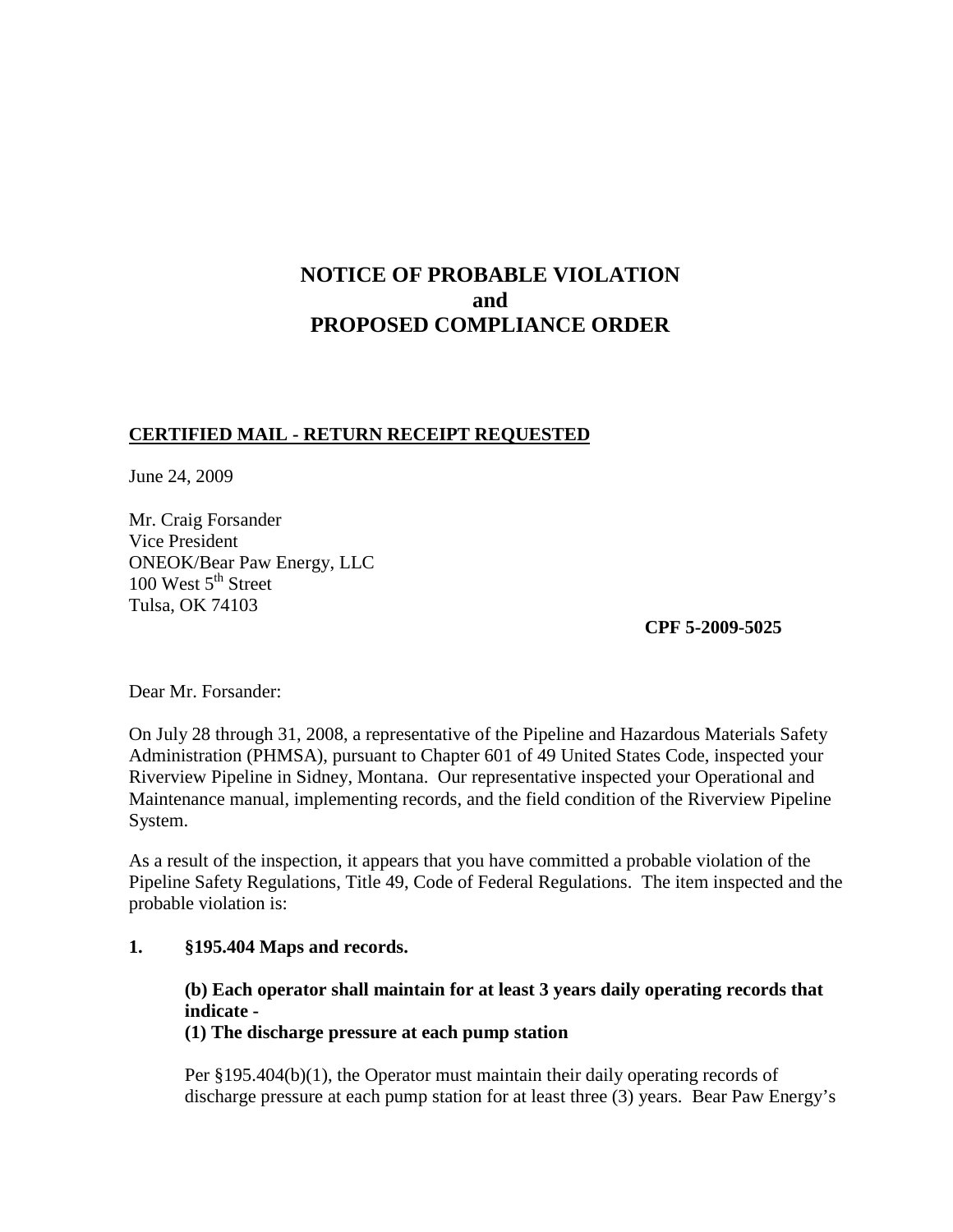# NOTICE OF PROBABLE VIOLATION
# and
# PROPOSED COMPLIANCE ORDER

**CERTIFIED MAIL - RETURN RECEIPT REQUESTED**

June 24, 2009

Mr. Craig Forsander
Vice President
ONEOK/Bear Paw Energy, LLC
100 West 5th Street
Tulsa, OK 74103

**CPF 5-2009-5025**

Dear Mr. Forsander:

On July 28 through 31, 2008, a representative of the Pipeline and Hazardous Materials Safety Administration (PHMSA), pursuant to Chapter 601 of 49 United States Code, inspected your Riverview Pipeline in Sidney, Montana. Our representative inspected your Operational and Maintenance manual, implementing records, and the field condition of the Riverview Pipeline System.

As a result of the inspection, it appears that you have committed a probable violation of the Pipeline Safety Regulations, Title 49, Code of Federal Regulations. The item inspected and the probable violation is:

**1. §195.404 Maps and records.**

**(b) Each operator shall maintain for at least 3 years daily operating records that indicate -**
**(1) The discharge pressure at each pump station**

Per §195.404(b)(1), the Operator must maintain their daily operating records of discharge pressure at each pump station for at least three (3) years. Bear Paw Energy's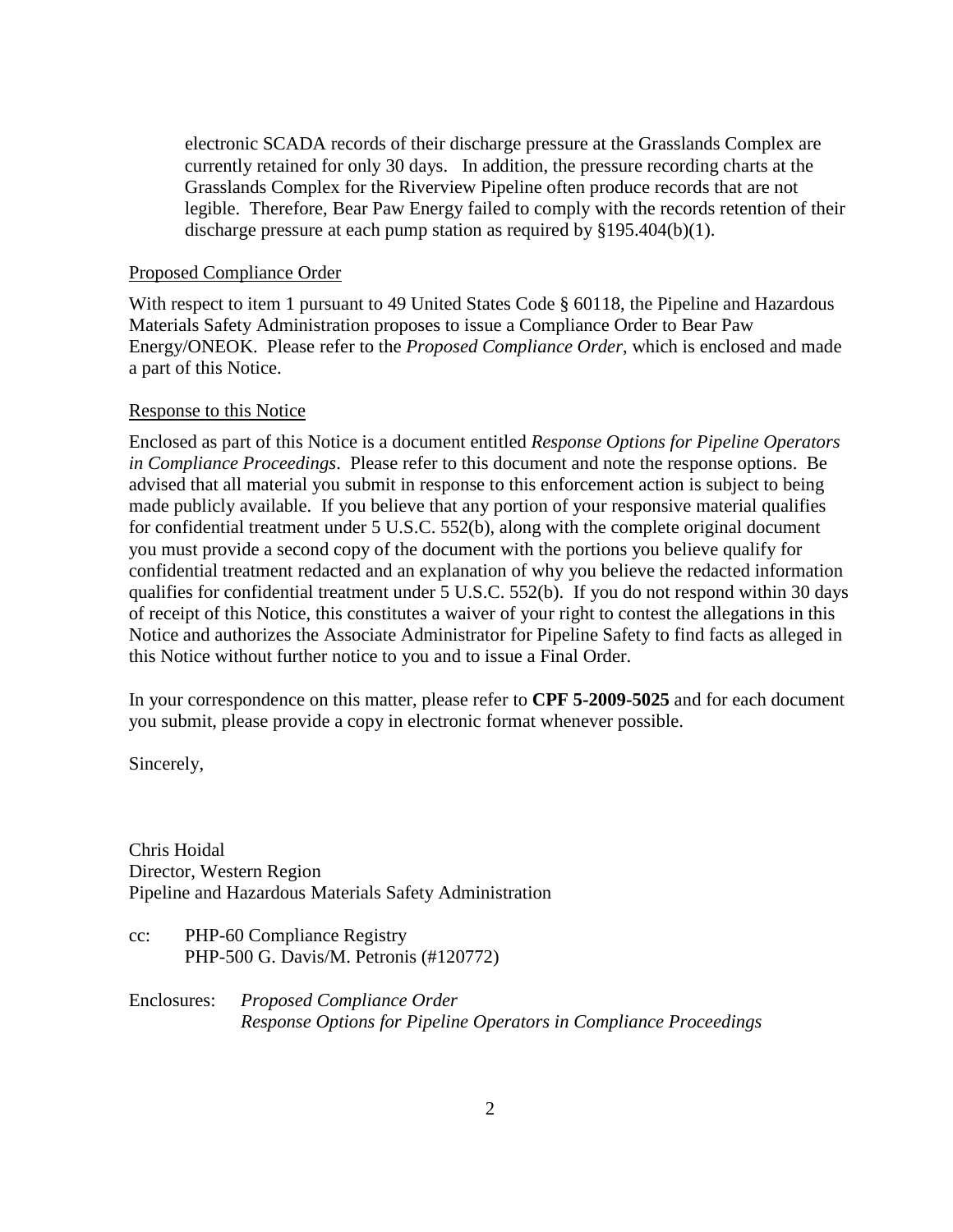electronic SCADA records of their discharge pressure at the Grasslands Complex are currently retained for only 30 days. In addition, the pressure recording charts at the Grasslands Complex for the Riverview Pipeline often produce records that are not legible. Therefore, Bear Paw Energy failed to comply with the records retention of their discharge pressure at each pump station as required by §195.404(b)(1).

Proposed Compliance Order

With respect to item 1 pursuant to 49 United States Code § 60118, the Pipeline and Hazardous Materials Safety Administration proposes to issue a Compliance Order to Bear Paw Energy/ONEOK. Please refer to the *Proposed Compliance Order*, which is enclosed and made a part of this Notice.

Response to this Notice

Enclosed as part of this Notice is a document entitled *Response Options for Pipeline Operators in Compliance Proceedings*. Please refer to this document and note the response options. Be advised that all material you submit in response to this enforcement action is subject to being made publicly available. If you believe that any portion of your responsive material qualifies for confidential treatment under 5 U.S.C. 552(b), along with the complete original document you must provide a second copy of the document with the portions you believe qualify for confidential treatment redacted and an explanation of why you believe the redacted information qualifies for confidential treatment under 5 U.S.C. 552(b). If you do not respond within 30 days of receipt of this Notice, this constitutes a waiver of your right to contest the allegations in this Notice and authorizes the Associate Administrator for Pipeline Safety to find facts as alleged in this Notice without further notice to you and to issue a Final Order.

In your correspondence on this matter, please refer to **CPF 5-2009-5025** and for each document you submit, please provide a copy in electronic format whenever possible.

Sincerely,

Chris Hoidal
Director, Western Region
Pipeline and Hazardous Materials Safety Administration

cc: PHP-60 Compliance Registry
PHP-500 G. Davis/M. Petronis (#120772)

Enclosures: *Proposed Compliance Order*
*Response Options for Pipeline Operators in Compliance Proceedings*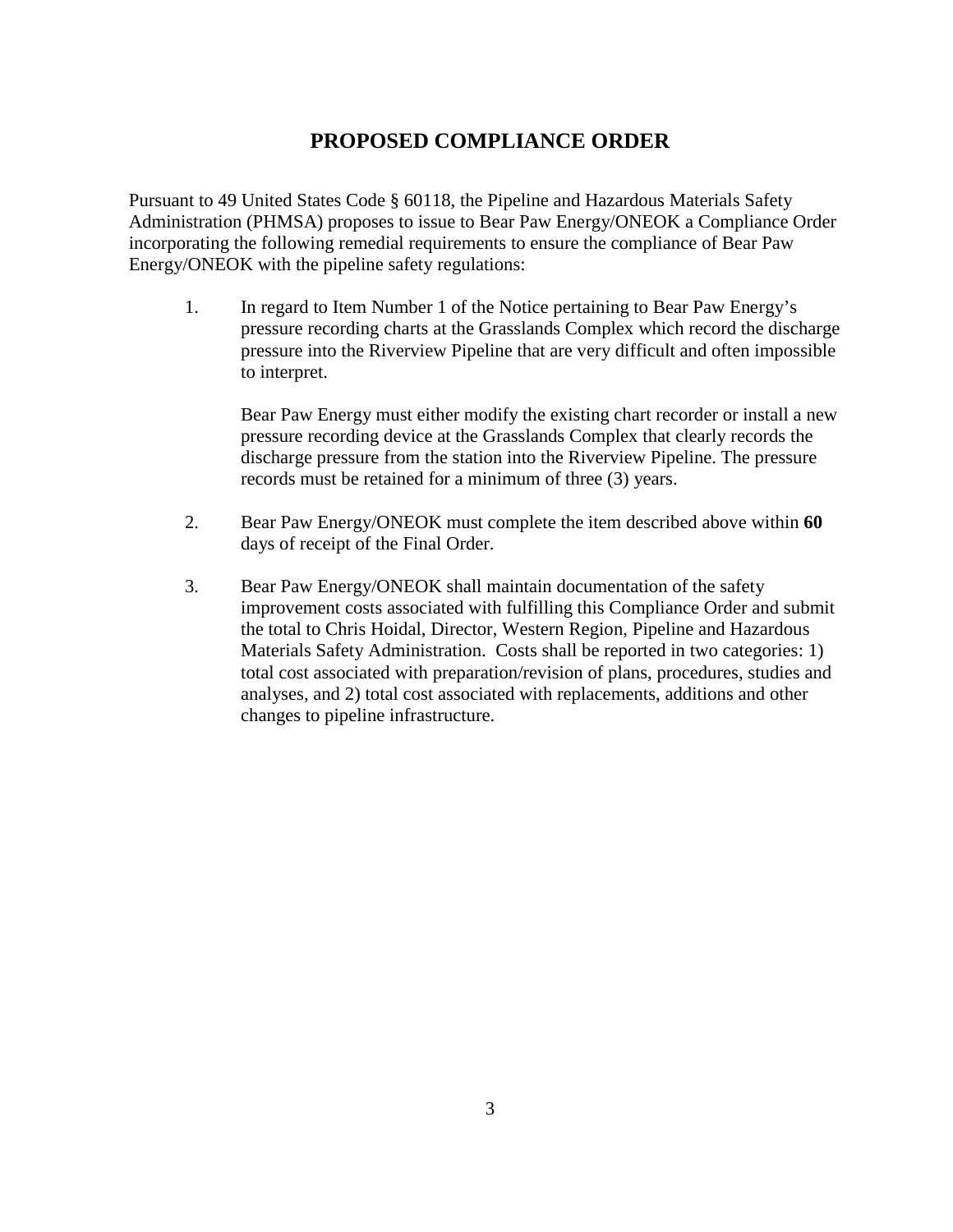## PROPOSED COMPLIANCE ORDER

Pursuant to 49 United States Code § 60118, the Pipeline and Hazardous Materials Safety Administration (PHMSA) proposes to issue to Bear Paw Energy/ONEOK a Compliance Order incorporating the following remedial requirements to ensure the compliance of Bear Paw Energy/ONEOK with the pipeline safety regulations:

1. In regard to Item Number 1 of the Notice pertaining to Bear Paw Energy's pressure recording charts at the Grasslands Complex which record the discharge pressure into the Riverview Pipeline that are very difficult and often impossible to interpret.

   Bear Paw Energy must either modify the existing chart recorder or install a new pressure recording device at the Grasslands Complex that clearly records the discharge pressure from the station into the Riverview Pipeline. The pressure records must be retained for a minimum of three (3) years.

2. Bear Paw Energy/ONEOK must complete the item described above within **60** days of receipt of the Final Order.

3. Bear Paw Energy/ONEOK shall maintain documentation of the safety improvement costs associated with fulfilling this Compliance Order and submit the total to Chris Hoidal, Director, Western Region, Pipeline and Hazardous Materials Safety Administration. Costs shall be reported in two categories: 1) total cost associated with preparation/revision of plans, procedures, studies and analyses, and 2) total cost associated with replacements, additions and other changes to pipeline infrastructure.